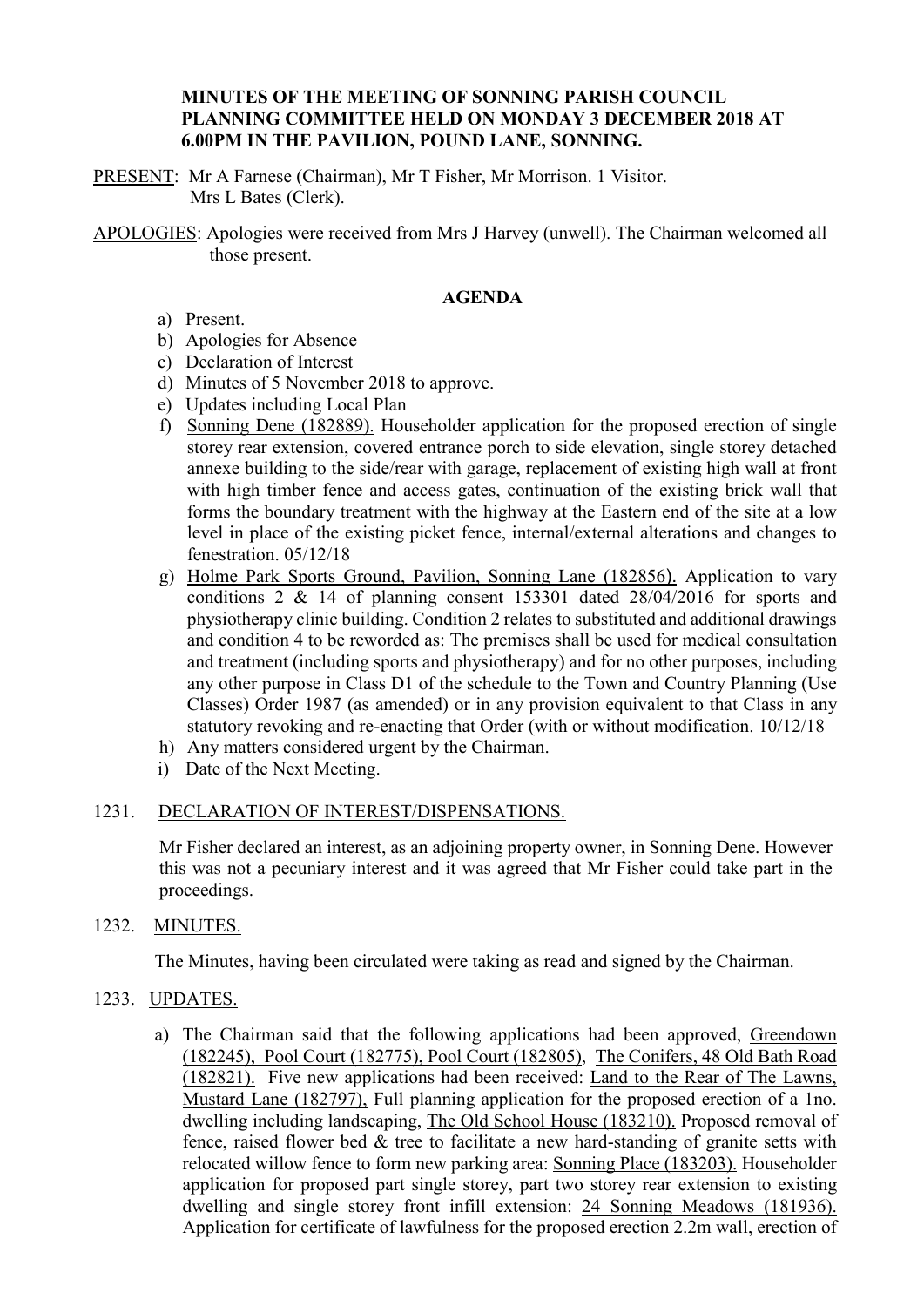**MINUTES OF THE MEETING OF SONNING PARISH COUNCIL PLANNING COMMITTEE HELD ON MONDAY 3 DECEMBER 2018 AT 6.00PM IN THE PAVILION, POUND LANE, SONNING.**

PRESENT: Mr A Farnese (Chairman), Mr T Fisher, Mr Morrison. 1 Visitor. Mrs L Bates (Clerk).

APOLOGIES: Apologies were received from Mrs J Harvey (unwell). The Chairman welcomed all those present.

## AGENDA

a) Present.
b) Apologies for Absence
c) Declaration of Interest
d) Minutes of 5 November 2018 to approve.
e) Updates including Local Plan
f) Sonning Dene (182889). Householder application for the proposed erection of single storey rear extension, covered entrance porch to side elevation, single storey detached annexe building to the side/rear with garage, replacement of existing high wall at front with high timber fence and access gates, continuation of the existing brick wall that forms the boundary treatment with the highway at the Eastern end of the site at a low level in place of the existing picket fence, internal/external alterations and changes to fenestration. 05/12/18
g) Holme Park Sports Ground, Pavilion, Sonning Lane (182856). Application to vary conditions 2 & 14 of planning consent 153301 dated 28/04/2016 for sports and physiotherapy clinic building. Condition 2 relates to substituted and additional drawings and condition 4 to be reworded as: The premises shall be used for medical consultation and treatment (including sports and physiotherapy) and for no other purposes, including any other purpose in Class D1 of the schedule to the Town and Country Planning (Use Classes) Order 1987 (as amended) or in any provision equivalent to that Class in any statutory revoking and re-enacting that Order (with or without modification. 10/12/18
h) Any matters considered urgent by the Chairman.
i) Date of the Next Meeting.

1231. DECLARATION OF INTEREST/DISPENSATIONS.

Mr Fisher declared an interest, as an adjoining property owner, in Sonning Dene. However this was not a pecuniary interest and it was agreed that Mr Fisher could take part in the proceedings.

1232. MINUTES.

The Minutes, having been circulated were taking as read and signed by the Chairman.

1233. UPDATES.

a) The Chairman said that the following applications had been approved, Greendown (182245), Pool Court (182775), Pool Court (182805), The Conifers, 48 Old Bath Road (182821). Five new applications had been received: Land to the Rear of The Lawns, Mustard Lane (182797), Full planning application for the proposed erection of a 1no. dwelling including landscaping, The Old School House (183210). Proposed removal of fence, raised flower bed & tree to facilitate a new hard-standing of granite setts with relocated willow fence to form new parking area: Sonning Place (183203). Householder application for proposed part single storey, part two storey rear extension to existing dwelling and single storey front infill extension: 24 Sonning Meadows (181936). Application for certificate of lawfulness for the proposed erection 2.2m wall, erection of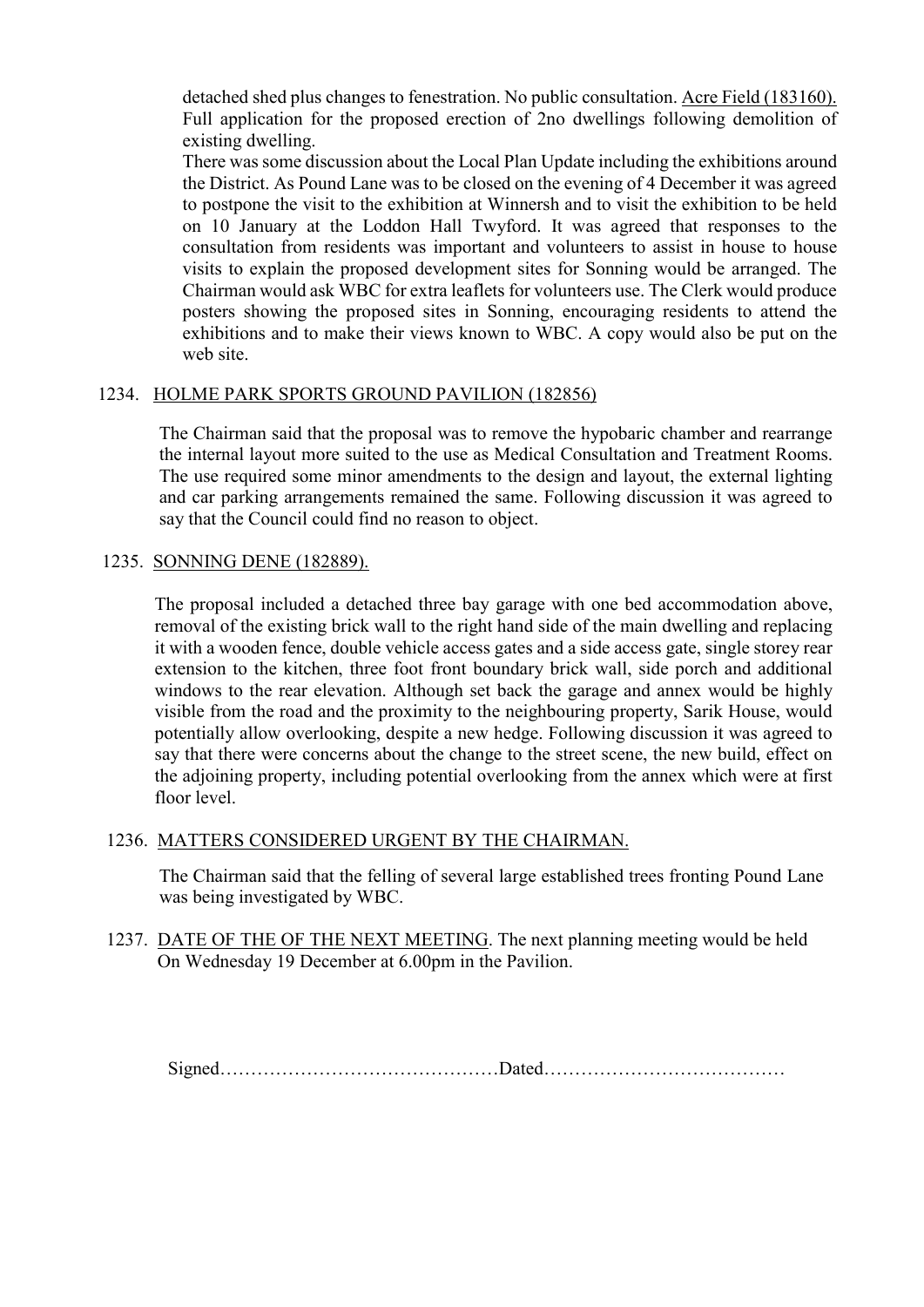detached shed plus changes to fenestration. No public consultation. Acre Field (183160). Full application for the proposed erection of 2no dwellings following demolition of existing dwelling.

There was some discussion about the Local Plan Update including the exhibitions around the District. As Pound Lane was to be closed on the evening of 4 December it was agreed to postpone the visit to the exhibition at Winnersh and to visit the exhibition to be held on 10 January at the Loddon Hall Twyford. It was agreed that responses to the consultation from residents was important and volunteers to assist in house to house visits to explain the proposed development sites for Sonning would be arranged. The Chairman would ask WBC for extra leaflets for volunteers use. The Clerk would produce posters showing the proposed sites in Sonning, encouraging residents to attend the exhibitions and to make their views known to WBC. A copy would also be put on the web site.

1234. HOLME PARK SPORTS GROUND PAVILION (182856)

The Chairman said that the proposal was to remove the hypobaric chamber and rearrange the internal layout more suited to the use as Medical Consultation and Treatment Rooms. The use required some minor amendments to the design and layout, the external lighting and car parking arrangements remained the same. Following discussion it was agreed to say that the Council could find no reason to object.

1235. SONNING DENE (182889).

The proposal included a detached three bay garage with one bed accommodation above, removal of the existing brick wall to the right hand side of the main dwelling and replacing it with a wooden fence, double vehicle access gates and a side access gate, single storey rear extension to the kitchen, three foot front boundary brick wall, side porch and additional windows to the rear elevation. Although set back the garage and annex would be highly visible from the road and the proximity to the neighbouring property, Sarik House, would potentially allow overlooking, despite a new hedge. Following discussion it was agreed to say that there were concerns about the change to the street scene, the new build, effect on the adjoining property, including potential overlooking from the annex which were at first floor level.

1236. MATTERS CONSIDERED URGENT BY THE CHAIRMAN.

The Chairman said that the felling of several large established trees fronting Pound Lane was being investigated by WBC.

1237. DATE OF THE OF THE NEXT MEETING. The next planning meeting would be held On Wednesday 19 December at 6.00pm in the Pavilion.

Signed………………………………………Dated…………………………………